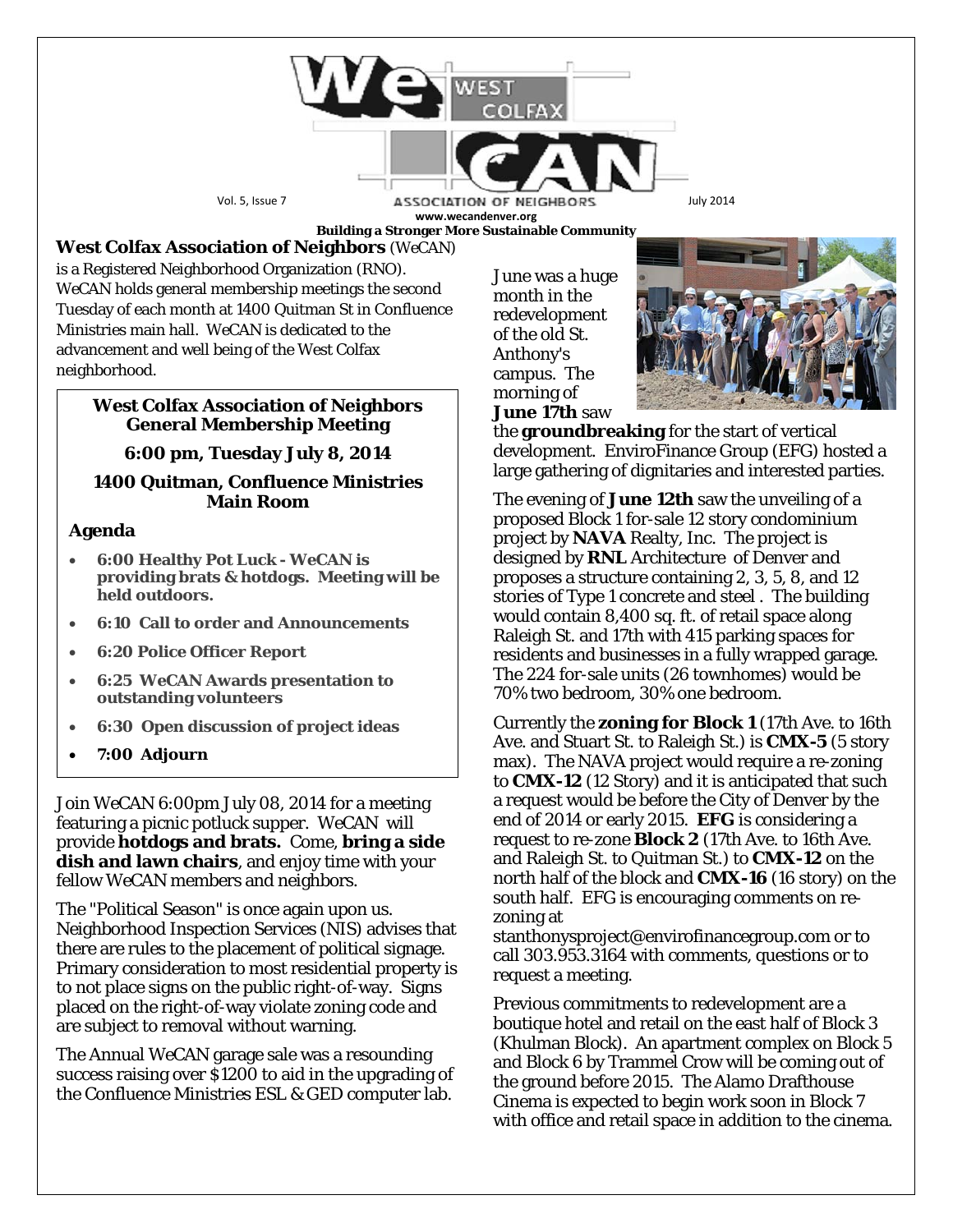# WeCAN — West Colfax Association of Neighbors

Vol. 5, Issue 7 — July 2014

www.wecandenver.org

**Building a Stronger More Sustainable Community**

**West Colfax Association of Neighbors** (WeCAN) is a Registered Neighborhood Organization (RNO). WeCAN holds general membership meetings the second Tuesday of each month at 1400 Quitman St in Confluence Ministries main hall. WeCAN is dedicated to the advancement and well being of the West Colfax neighborhood.

## West Colfax Association of Neighbors General Membership Meeting

### 6:00 pm, Tuesday July 8, 2014

### 1400 Quitman, Confluence Ministries Main Room

**Agenda**

- **6:00 Healthy Pot Luck - WeCAN is providing brats & hotdogs. Meeting will be held outdoors.**
- **6:10 Call to order and Announcements**
- **6:20 Police Officer Report**
- **6:25 WeCAN Awards presentation to outstanding volunteers**
- **6:30 Open discussion of project ideas**
- **7:00 Adjourn**

Join WeCAN 6:00pm July 08, 2014 for a meeting featuring a picnic potluck supper. WeCAN will provide **hotdogs and brats.** Come, **bring a side dish and lawn chairs**, and enjoy time with your fellow WeCAN members and neighbors.

The "Political Season" is once again upon us. Neighborhood Inspection Services (NIS) advises that there are rules to the placement of political signage. Primary consideration to most residential property is to not place signs on the public right-of-way. Signs placed on the right-of-way violate zoning code and are subject to removal without warning.

The Annual WeCAN garage sale was a resounding success raising over $1200 to aid in the upgrading of the Confluence Ministries ESL & GED computer lab.

June was a huge month in the redevelopment of the old St. Anthony's campus. The morning of **June 17th** saw the **groundbreaking** for the start of vertical development. EnviroFinance Group (EFG) hosted a large gathering of dignitaries and interested parties.

The evening of **June 12th** saw the unveiling of a proposed Block 1 for-sale 12 story condominium project by **NAVA** Realty, Inc. The project is designed by **RNL** Architecture of Denver and proposes a structure containing 2, 3, 5, 8, and 12 stories of Type 1 concrete and steel . The building would contain 8,400 sq. ft. of retail space along Raleigh St. and 17th with 415 parking spaces for residents and businesses in a fully wrapped garage. The 224 for-sale units (26 townhomes) would be 70% two bedroom, 30% one bedroom.

Currently the **zoning for Block 1** (17th Ave. to 16th Ave. and Stuart St. to Raleigh St.) is **CMX-5** (5 story max). The NAVA project would require a re-zoning to **CMX-12** (12 Story) and it is anticipated that such a request would be before the City of Denver by the end of 2014 or early 2015. **EFG** is considering a request to re-zone **Block 2** (17th Ave. to 16th Ave. and Raleigh St. to Quitman St.) to **CMX-12** on the north half of the block and **CMX-16** (16 story) on the south half. EFG is encouraging comments on re-zoning at stanthonysproject@envirofinancegroup.com or to call 303.953.3164 with comments, questions or to request a meeting.

Previous commitments to redevelopment are a boutique hotel and retail on the east half of Block 3 (Khulman Block). An apartment complex on Block 5 and Block 6 by Trammel Crow will be coming out of the ground before 2015. The Alamo Drafthouse Cinema is expected to begin work soon in Block 7 with office and retail space in addition to the cinema.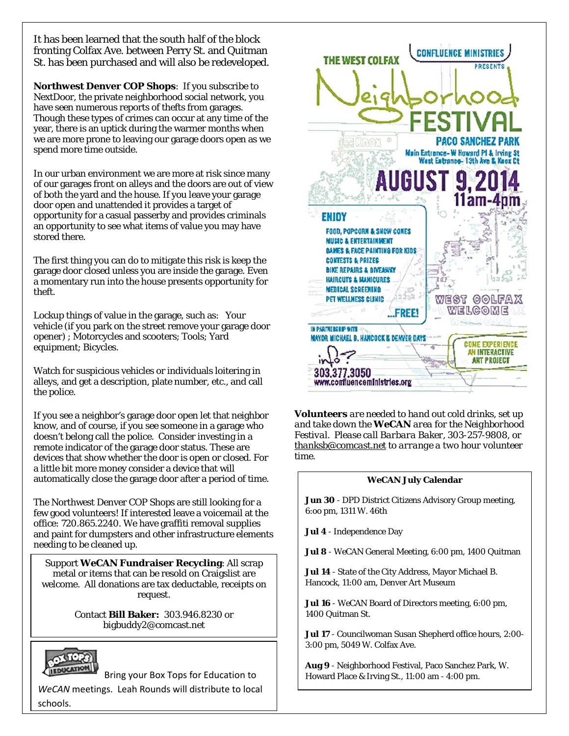It has been learned that the south half of the block fronting Colfax Ave. between Perry St. and Quitman St. has been purchased and will also be redeveloped.

**Northwest Denver COP Shops**: If you subscribe to NextDoor, the private neighborhood social network, you have seen numerous reports of thefts from garages. Though these types of crimes can occur at any time of the year, there is an uptick during the warmer months when we are more prone to leaving our garage doors open as we spend more time outside.

In our urban environment we are more at risk since many of our garages front on alleys and the doors are out of view of both the yard and the house. If you leave your garage door open and unattended it provides a target of opportunity for a casual passerby and provides criminals an opportunity to see what items of value you may have stored there.

The first thing you can do to mitigate this risk is keep the garage door closed unless you are inside the garage. Even a momentary run into the house presents opportunity for theft.

Lockup things of value in the garage, such as: Your vehicle (if you park on the street remove your garage door opener) ; Motorcycles and scooters; Tools; Yard equipment; Bicycles.

Watch for suspicious vehicles or individuals loitering in alleys, and get a description, plate number, etc., and call the police.

If you see a neighbor's garage door open let that neighbor know, and of course, if you see someone in a garage who doesn't belong call the police. Consider investing in a remote indicator of the garage door status. These are devices that show whether the door is open or closed. For a little bit more money consider a device that will automatically close the garage door after a period of time.

The Northwest Denver COP Shops are still looking for a few good volunteers! If interested leave a voicemail at the office: 720.865.2240. We have graffiti removal supplies and paint for dumpsters and other infrastructure elements needing to be cleaned up.

Support **WeCAN Fundraiser Recycling**: All scrap metal or items that can be resold on Craigslist are welcome. All donations are tax deductable, receipts on request.

Contact **Bill Baker:** 303.946.8230 or bigbuddy2@comcast.net

Bring your Box Tops for Education to *WeCAN* meetings. Leah Rounds will distribute to local schools.

CONFLUENCE MINISTRIES PRESENTS

THE WEST COLFAX Neighborhood FESTIVAL

PACO SANCHEZ PARK
Main Entrance- W Howard Pl & Irving St
West Entrance- 13th Ave & Knox Ct

AUGUST 9, 2014
11am-4pm

ENJOY
FOOD, POPCORN & SNOW CONES
MUSIC & ENTERTAINMENT
GAMES & FACE PAINTING FOR KIDS
CONTESTS & PRIZES
BIKE REPAIRS & GIVEAWAY
HAIRCUTS & MANICURES
MEDICAL SCREENING
PET WELLNESS CLINIC
...FREE!

WEST COLFAX WELCOME

IN PARTNERSHIP WITH
MAYOR MICHAEL B. HANCOCK & DENVER DAYS

COME EXPERIENCE AN INTERACTIVE ART PROJECT

info?
303.377.3050
www.confluenceministries.org

**Volunteers** *are needed to hand out cold drinks, set up and take down the* **WeCAN** *area for the Neighborhood Festival. Please call Barbara Baker, 303-257-9808, or* thanksb@comcast.net *to arrange a two hour volunteer time.*

**WeCAN July Calendar**

**Jun 30** - DPD District Citizens Advisory Group meeting, 6:00 pm, 1311 W. 46th

**Jul 4** - Independence Day

**Jul 8** - WeCAN General Meeting, 6:00 pm, 1400 Quitman

**Jul 14** - State of the City Address, Mayor Michael B. Hancock, 11:00 am, Denver Art Museum

**Jul 16** - WeCAN Board of Directors meeting, 6:00 pm, 1400 Quitman St.

**Jul 17** - Councilwoman Susan Shepherd office hours, 2:00-3:00 pm, 5049 W. Colfax Ave.

**Aug 9** - Neighborhood Festival, Paco Sanchez Park, W. Howard Place & Irving St., 11:00 am - 4:00 pm.